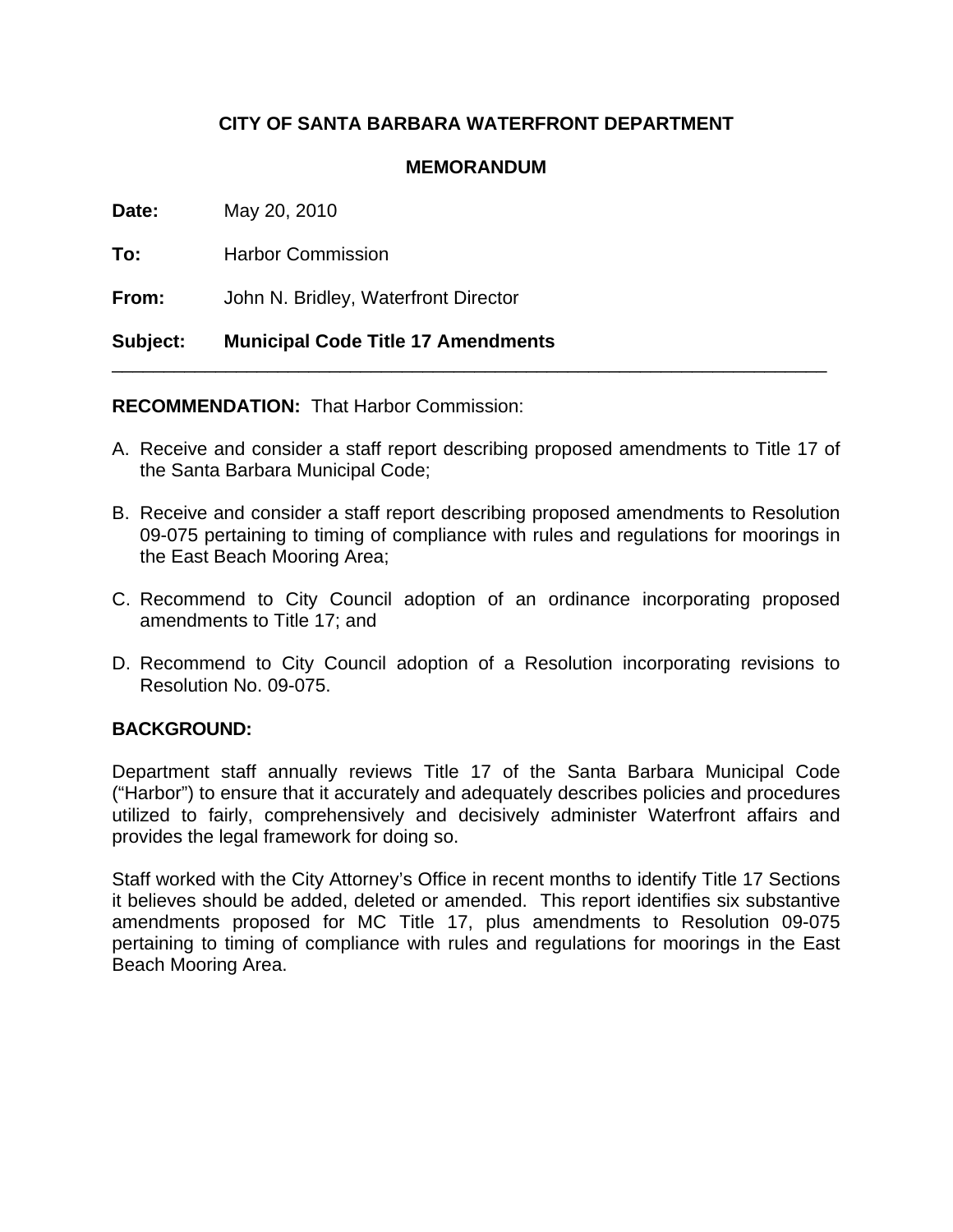**CITY OF SANTA BARBARA WATERFRONT DEPARTMENT**

**MEMORANDUM**

**Date:** May 20, 2010

**To:** Harbor Commission

**From:** John N. Bridley, Waterfront Director

**Subject: Municipal Code Title 17 Amendments**

---

**RECOMMENDATION:** That Harbor Commission:

A. Receive and consider a staff report describing proposed amendments to Title 17 of the Santa Barbara Municipal Code;

B. Receive and consider a staff report describing proposed amendments to Resolution 09-075 pertaining to timing of compliance with rules and regulations for moorings in the East Beach Mooring Area;

C. Recommend to City Council adoption of an ordinance incorporating proposed amendments to Title 17; and

D. Recommend to City Council adoption of a Resolution incorporating revisions to Resolution No. 09-075.

**BACKGROUND:**

Department staff annually reviews Title 17 of the Santa Barbara Municipal Code ("Harbor") to ensure that it accurately and adequately describes policies and procedures utilized to fairly, comprehensively and decisively administer Waterfront affairs and provides the legal framework for doing so.

Staff worked with the City Attorney's Office in recent months to identify Title 17 Sections it believes should be added, deleted or amended. This report identifies six substantive amendments proposed for MC Title 17, plus amendments to Resolution 09-075 pertaining to timing of compliance with rules and regulations for moorings in the East Beach Mooring Area.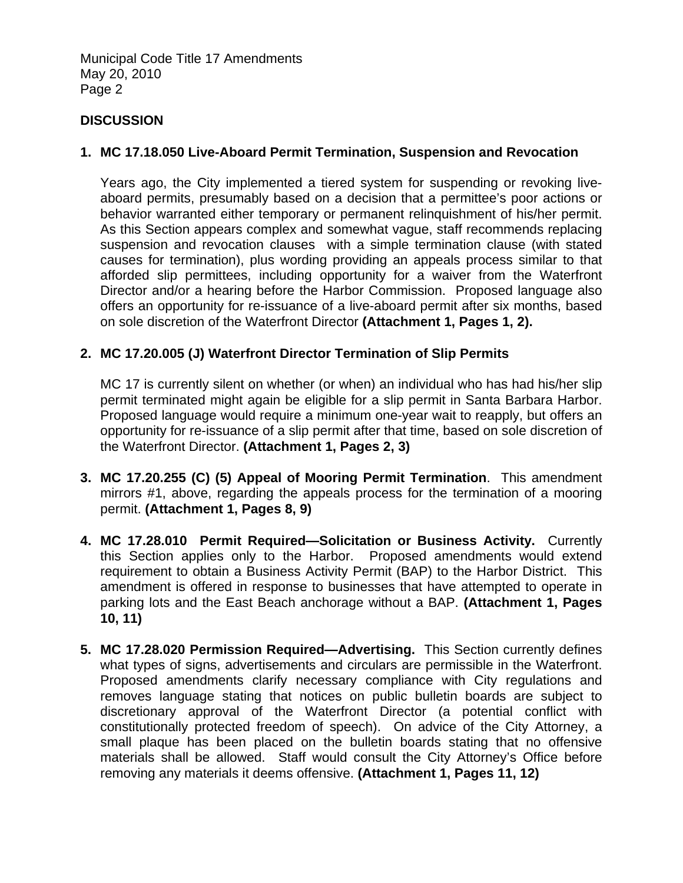## DISCUSSION

1. **MC 17.18.050 Live-Aboard Permit Termination, Suspension and Revocation**

   Years ago, the City implemented a tiered system for suspending or revoking live-aboard permits, presumably based on a decision that a permittee's poor actions or behavior warranted either temporary or permanent relinquishment of his/her permit. As this Section appears complex and somewhat vague, staff recommends replacing suspension and revocation clauses with a simple termination clause (with stated causes for termination), plus wording providing an appeals process similar to that afforded slip permittees, including opportunity for a waiver from the Waterfront Director and/or a hearing before the Harbor Commission. Proposed language also offers an opportunity for re-issuance of a live-aboard permit after six months, based on sole discretion of the Waterfront Director **(Attachment 1, Pages 1, 2).**

2. **MC 17.20.005 (J) Waterfront Director Termination of Slip Permits**

   MC 17 is currently silent on whether (or when) an individual who has had his/her slip permit terminated might again be eligible for a slip permit in Santa Barbara Harbor. Proposed language would require a minimum one-year wait to reapply, but offers an opportunity for re-issuance of a slip permit after that time, based on sole discretion of the Waterfront Director. **(Attachment 1, Pages 2, 3)**

3. **MC 17.20.255 (C) (5) Appeal of Mooring Permit Termination**. This amendment mirrors #1, above, regarding the appeals process for the termination of a mooring permit. **(Attachment 1, Pages 8, 9)**

4. **MC 17.28.010 Permit Required—Solicitation or Business Activity.** Currently this Section applies only to the Harbor. Proposed amendments would extend requirement to obtain a Business Activity Permit (BAP) to the Harbor District. This amendment is offered in response to businesses that have attempted to operate in parking lots and the East Beach anchorage without a BAP. **(Attachment 1, Pages 10, 11)**

5. **MC 17.28.020 Permission Required—Advertising.** This Section currently defines what types of signs, advertisements and circulars are permissible in the Waterfront. Proposed amendments clarify necessary compliance with City regulations and removes language stating that notices on public bulletin boards are subject to discretionary approval of the Waterfront Director (a potential conflict with constitutionally protected freedom of speech). On advice of the City Attorney, a small plaque has been placed on the bulletin boards stating that no offensive materials shall be allowed. Staff would consult the City Attorney's Office before removing any materials it deems offensive. **(Attachment 1, Pages 11, 12)**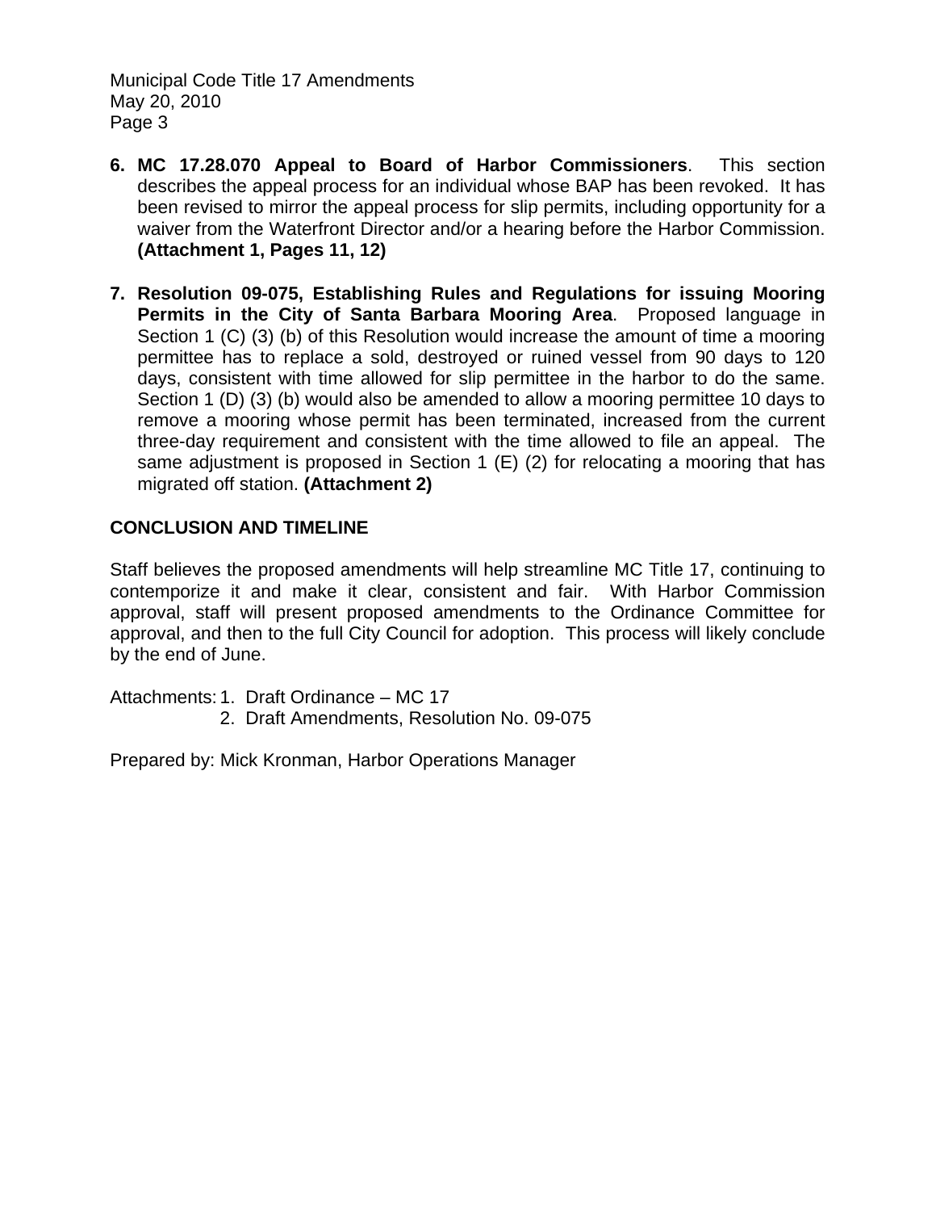6. **MC 17.28.070 Appeal to Board of Harbor Commissioners**. This section describes the appeal process for an individual whose BAP has been revoked. It has been revised to mirror the appeal process for slip permits, including opportunity for a waiver from the Waterfront Director and/or a hearing before the Harbor Commission. **(Attachment 1, Pages 11, 12)**

7. **Resolution 09-075, Establishing Rules and Regulations for issuing Mooring Permits in the City of Santa Barbara Mooring Area**. Proposed language in Section 1 (C) (3) (b) of this Resolution would increase the amount of time a mooring permittee has to replace a sold, destroyed or ruined vessel from 90 days to 120 days, consistent with time allowed for slip permittee in the harbor to do the same. Section 1 (D) (3) (b) would also be amended to allow a mooring permittee 10 days to remove a mooring whose permit has been terminated, increased from the current three-day requirement and consistent with the time allowed to file an appeal. The same adjustment is proposed in Section 1 (E) (2) for relocating a mooring that has migrated off station. **(Attachment 2)**

## CONCLUSION AND TIMELINE

Staff believes the proposed amendments will help streamline MC Title 17, continuing to contemporize it and make it clear, consistent and fair. With Harbor Commission approval, staff will present proposed amendments to the Ordinance Committee for approval, and then to the full City Council for adoption. This process will likely conclude by the end of June.

Attachments: 1. Draft Ordinance – MC 17
2. Draft Amendments, Resolution No. 09-075

Prepared by: Mick Kronman, Harbor Operations Manager